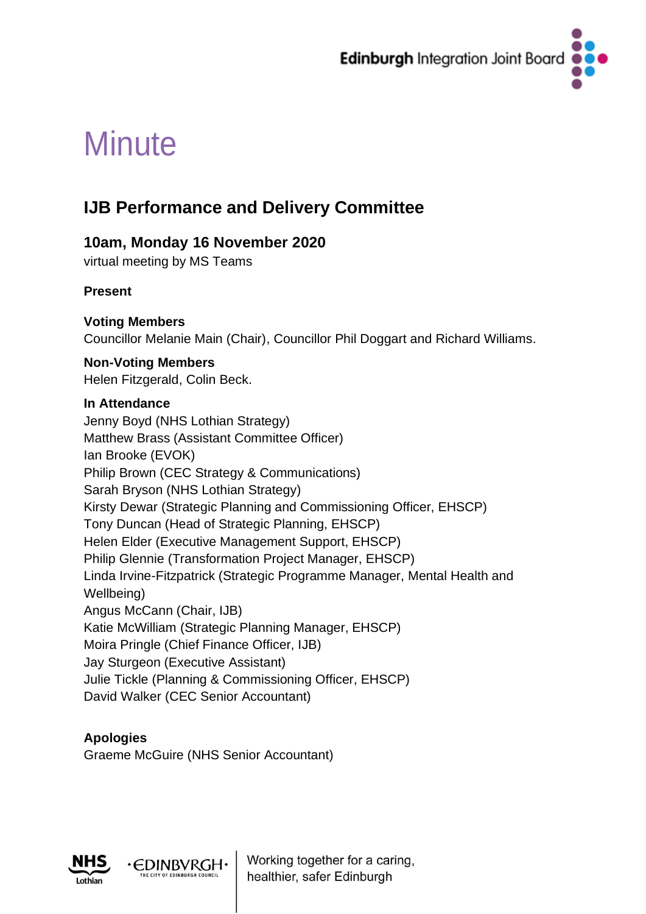# Minute

## IJB Performance and Delivery Committee

### 10am, Monday 16 November 2020

virtual meeting by MS Teams

**Present**

**Voting Members**

Councillor Melanie Main (Chair), Councillor Phil Doggart and Richard Williams.

**Non-Voting Members**

Helen Fitzgerald, Colin Beck.

**In Attendance**

Jenny Boyd (NHS Lothian Strategy)
Matthew Brass (Assistant Committee Officer)
Ian Brooke (EVOK)
Philip Brown (CEC Strategy & Communications)
Sarah Bryson (NHS Lothian Strategy)
Kirsty Dewar (Strategic Planning and Commissioning Officer, EHSCP)
Tony Duncan (Head of Strategic Planning, EHSCP)
Helen Elder (Executive Management Support, EHSCP)
Philip Glennie (Transformation Project Manager, EHSCP)
Linda Irvine-Fitzpatrick (Strategic Programme Manager, Mental Health and Wellbeing)
Angus McCann (Chair, IJB)
Katie McWilliam (Strategic Planning Manager, EHSCP)
Moira Pringle (Chief Finance Officer, IJB)
Jay Sturgeon (Executive Assistant)
Julie Tickle (Planning & Commissioning Officer, EHSCP)
David Walker (CEC Senior Accountant)

**Apologies**

Graeme McGuire (NHS Senior Accountant)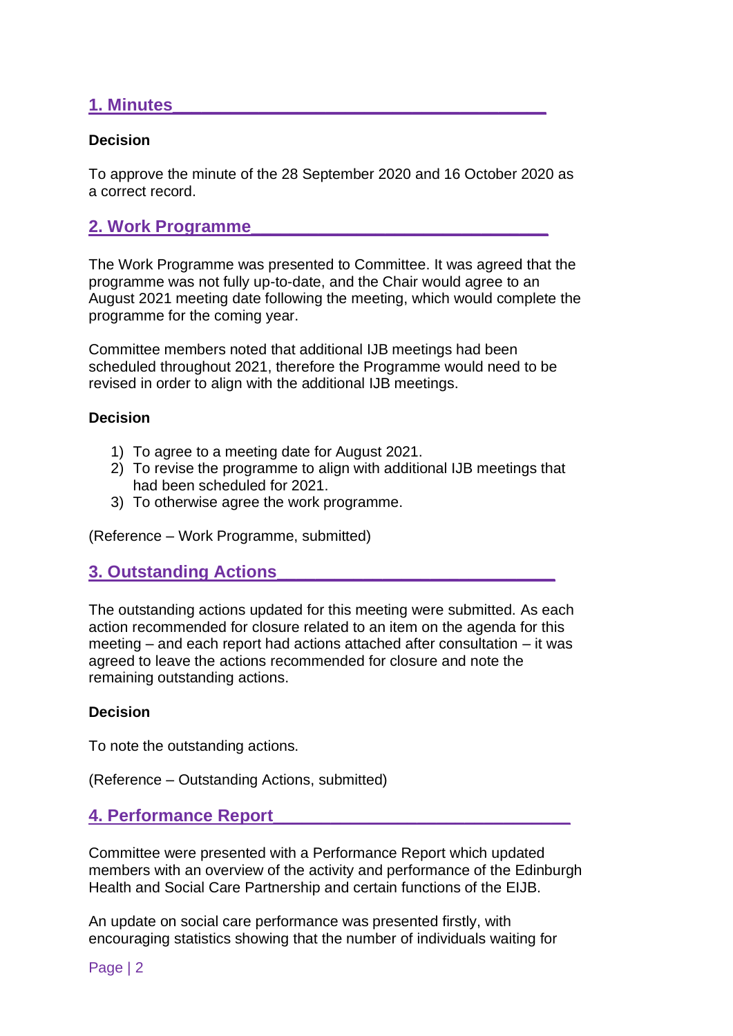## 1. Minutes

**Decision**

To approve the minute of the 28 September 2020 and 16 October 2020 as a correct record.

## 2. Work Programme

The Work Programme was presented to Committee. It was agreed that the programme was not fully up-to-date, and the Chair would agree to an August 2021 meeting date following the meeting, which would complete the programme for the coming year.

Committee members noted that additional IJB meetings had been scheduled throughout 2021, therefore the Programme would need to be revised in order to align with the additional IJB meetings.

**Decision**

1) To agree to a meeting date for August 2021.
2) To revise the programme to align with additional IJB meetings that had been scheduled for 2021.
3) To otherwise agree the work programme.

(Reference – Work Programme, submitted)

## 3. Outstanding Actions

The outstanding actions updated for this meeting were submitted. As each action recommended for closure related to an item on the agenda for this meeting – and each report had actions attached after consultation – it was agreed to leave the actions recommended for closure and note the remaining outstanding actions.

**Decision**

To note the outstanding actions.

(Reference – Outstanding Actions, submitted)

## 4. Performance Report

Committee were presented with a Performance Report which updated members with an overview of the activity and performance of the Edinburgh Health and Social Care Partnership and certain functions of the EIJB.

An update on social care performance was presented firstly, with encouraging statistics showing that the number of individuals waiting for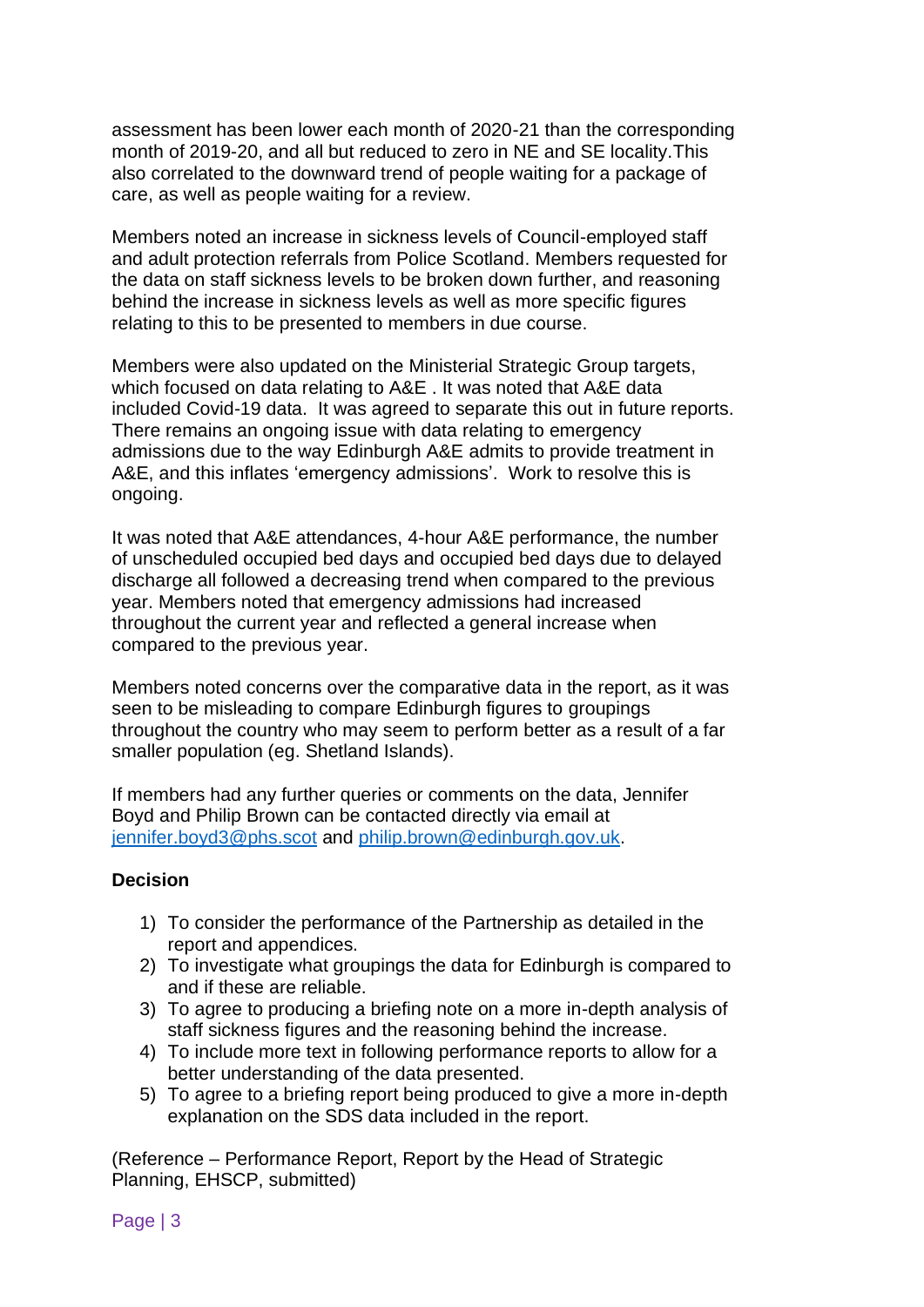assessment has been lower each month of 2020-21 than the corresponding month of 2019-20, and all but reduced to zero in NE and SE locality.This also correlated to the downward trend of people waiting for a package of care, as well as people waiting for a review.

Members noted an increase in sickness levels of Council-employed staff and adult protection referrals from Police Scotland. Members requested for the data on staff sickness levels to be broken down further, and reasoning behind the increase in sickness levels as well as more specific figures relating to this to be presented to members in due course.

Members were also updated on the Ministerial Strategic Group targets, which focused on data relating to A&E . It was noted that A&E data included Covid-19 data. It was agreed to separate this out in future reports. There remains an ongoing issue with data relating to emergency admissions due to the way Edinburgh A&E admits to provide treatment in A&E, and this inflates 'emergency admissions'. Work to resolve this is ongoing.

It was noted that A&E attendances, 4-hour A&E performance, the number of unscheduled occupied bed days and occupied bed days due to delayed discharge all followed a decreasing trend when compared to the previous year. Members noted that emergency admissions had increased throughout the current year and reflected a general increase when compared to the previous year.

Members noted concerns over the comparative data in the report, as it was seen to be misleading to compare Edinburgh figures to groupings throughout the country who may seem to perform better as a result of a far smaller population (eg. Shetland Islands).

If members had any further queries or comments on the data, Jennifer Boyd and Philip Brown can be contacted directly via email at jennifer.boyd3@phs.scot and philip.brown@edinburgh.gov.uk.

**Decision**

1) To consider the performance of the Partnership as detailed in the report and appendices.
2) To investigate what groupings the data for Edinburgh is compared to and if these are reliable.
3) To agree to producing a briefing note on a more in-depth analysis of staff sickness figures and the reasoning behind the increase.
4) To include more text in following performance reports to allow for a better understanding of the data presented.
5) To agree to a briefing report being produced to give a more in-depth explanation on the SDS data included in the report.

(Reference – Performance Report, Report by the Head of Strategic Planning, EHSCP, submitted)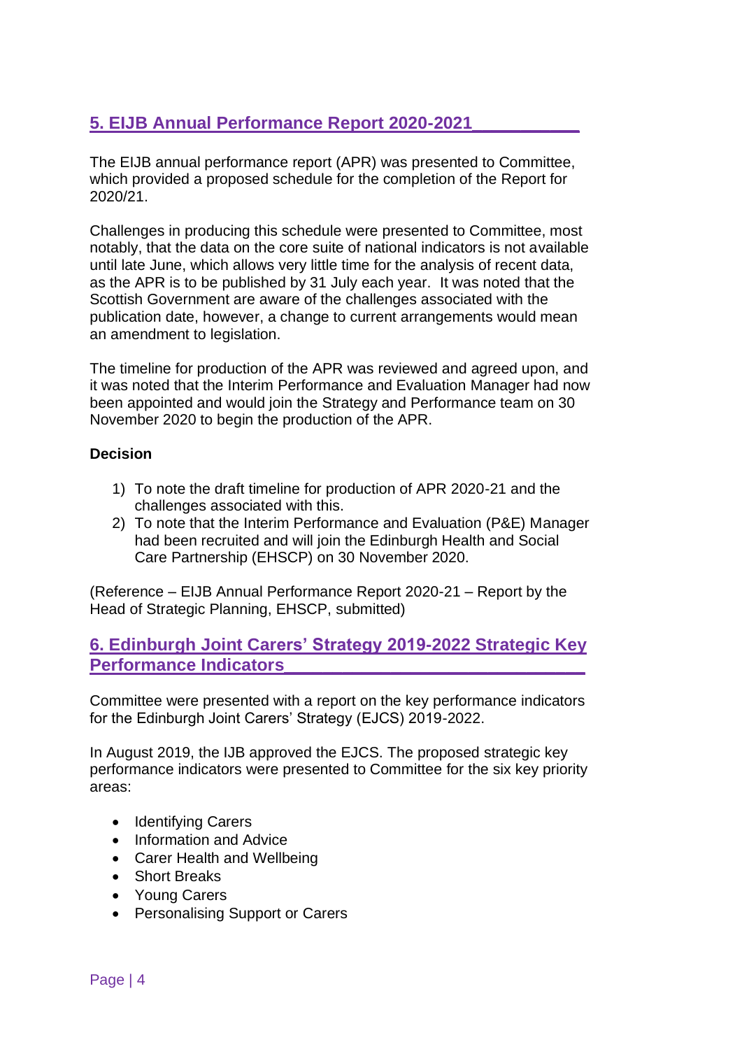## 5. EIJB Annual Performance Report 2020-2021

The EIJB annual performance report (APR) was presented to Committee, which provided a proposed schedule for the completion of the Report for 2020/21.

Challenges in producing this schedule were presented to Committee, most notably, that the data on the core suite of national indicators is not available until late June, which allows very little time for the analysis of recent data, as the APR is to be published by 31 July each year. It was noted that the Scottish Government are aware of the challenges associated with the publication date, however, a change to current arrangements would mean an amendment to legislation.

The timeline for production of the APR was reviewed and agreed upon, and it was noted that the Interim Performance and Evaluation Manager had now been appointed and would join the Strategy and Performance team on 30 November 2020 to begin the production of the APR.

**Decision**

1) To note the draft timeline for production of APR 2020-21 and the challenges associated with this.
2) To note that the Interim Performance and Evaluation (P&E) Manager had been recruited and will join the Edinburgh Health and Social Care Partnership (EHSCP) on 30 November 2020.

(Reference – EIJB Annual Performance Report 2020-21 – Report by the Head of Strategic Planning, EHSCP, submitted)

## 6. Edinburgh Joint Carers' Strategy 2019-2022 Strategic Key Performance Indicators

Committee were presented with a report on the key performance indicators for the Edinburgh Joint Carers' Strategy (EJCS) 2019-2022.

In August 2019, the IJB approved the EJCS. The proposed strategic key performance indicators were presented to Committee for the six key priority areas:

- Identifying Carers
- Information and Advice
- Carer Health and Wellbeing
- Short Breaks
- Young Carers
- Personalising Support or Carers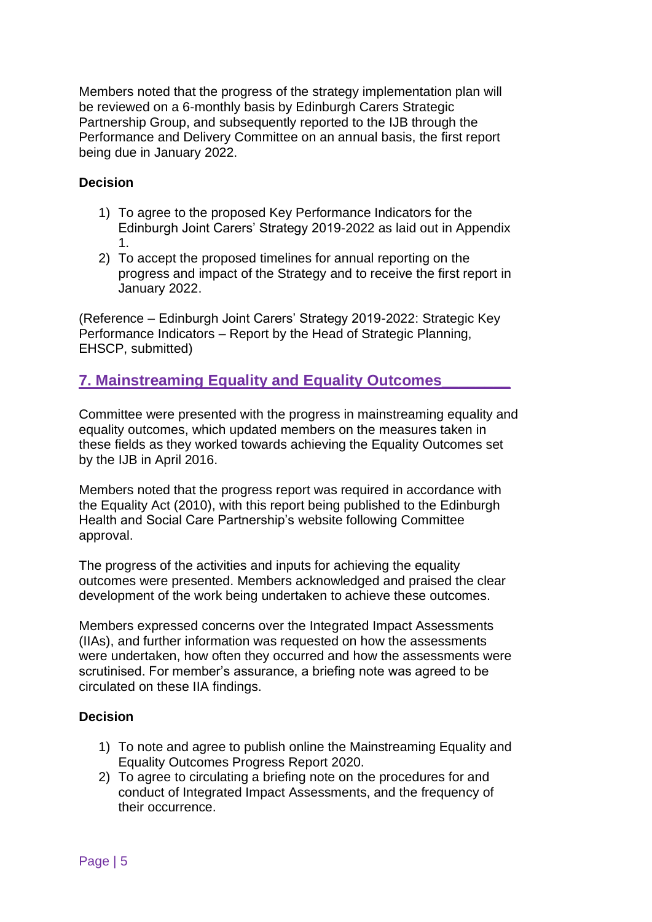Members noted that the progress of the strategy implementation plan will be reviewed on a 6-monthly basis by Edinburgh Carers Strategic Partnership Group, and subsequently reported to the IJB through the Performance and Delivery Committee on an annual basis, the first report being due in January 2022.

**Decision**

1) To agree to the proposed Key Performance Indicators for the Edinburgh Joint Carers' Strategy 2019-2022 as laid out in Appendix 1.
2) To accept the proposed timelines for annual reporting on the progress and impact of the Strategy and to receive the first report in January 2022.

(Reference – Edinburgh Joint Carers' Strategy 2019-2022: Strategic Key Performance Indicators – Report by the Head of Strategic Planning, EHSCP, submitted)

## 7. Mainstreaming Equality and Equality Outcomes

Committee were presented with the progress in mainstreaming equality and equality outcomes, which updated members on the measures taken in these fields as they worked towards achieving the Equality Outcomes set by the IJB in April 2016.

Members noted that the progress report was required in accordance with the Equality Act (2010), with this report being published to the Edinburgh Health and Social Care Partnership's website following Committee approval.

The progress of the activities and inputs for achieving the equality outcomes were presented. Members acknowledged and praised the clear development of the work being undertaken to achieve these outcomes.

Members expressed concerns over the Integrated Impact Assessments (IIAs), and further information was requested on how the assessments were undertaken, how often they occurred and how the assessments were scrutinised. For member's assurance, a briefing note was agreed to be circulated on these IIA findings.

**Decision**

1) To note and agree to publish online the Mainstreaming Equality and Equality Outcomes Progress Report 2020.
2) To agree to circulating a briefing note on the procedures for and conduct of Integrated Impact Assessments, and the frequency of their occurrence.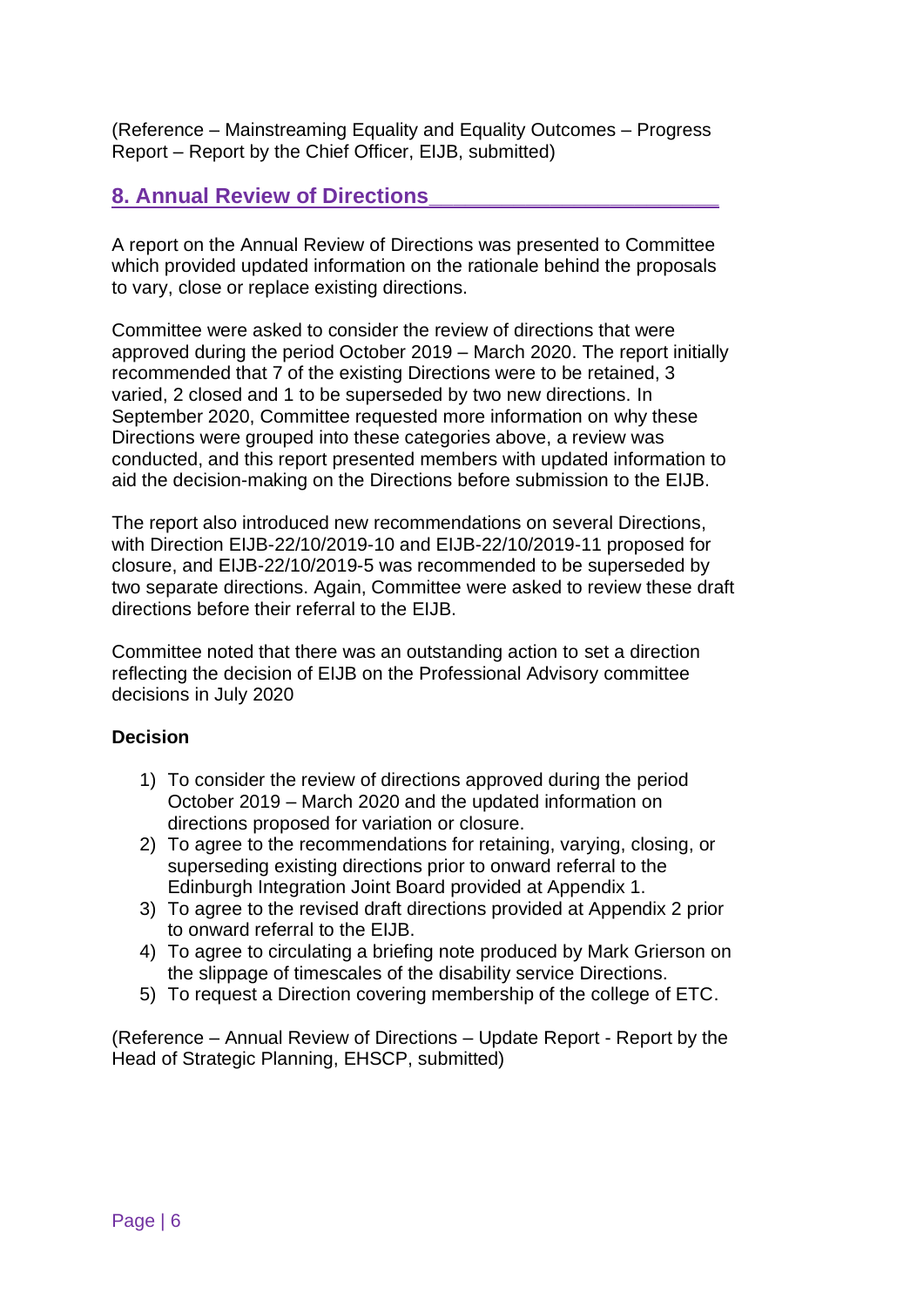(Reference – Mainstreaming Equality and Equality Outcomes – Progress Report – Report by the Chief Officer, EIJB, submitted)

## 8. Annual Review of Directions

A report on the Annual Review of Directions was presented to Committee which provided updated information on the rationale behind the proposals to vary, close or replace existing directions.

Committee were asked to consider the review of directions that were approved during the period October 2019 – March 2020. The report initially recommended that 7 of the existing Directions were to be retained, 3 varied, 2 closed and 1 to be superseded by two new directions. In September 2020, Committee requested more information on why these Directions were grouped into these categories above, a review was conducted, and this report presented members with updated information to aid the decision-making on the Directions before submission to the EIJB.

The report also introduced new recommendations on several Directions, with Direction EIJB-22/10/2019-10 and EIJB-22/10/2019-11 proposed for closure, and EIJB-22/10/2019-5 was recommended to be superseded by two separate directions. Again, Committee were asked to review these draft directions before their referral to the EIJB.

Committee noted that there was an outstanding action to set a direction reflecting the decision of EIJB on the Professional Advisory committee decisions in July 2020

**Decision**

1) To consider the review of directions approved during the period October 2019 – March 2020 and the updated information on directions proposed for variation or closure.
2) To agree to the recommendations for retaining, varying, closing, or superseding existing directions prior to onward referral to the Edinburgh Integration Joint Board provided at Appendix 1.
3) To agree to the revised draft directions provided at Appendix 2 prior to onward referral to the EIJB.
4) To agree to circulating a briefing note produced by Mark Grierson on the slippage of timescales of the disability service Directions.
5) To request a Direction covering membership of the college of ETC.

(Reference – Annual Review of Directions – Update Report - Report by the Head of Strategic Planning, EHSCP, submitted)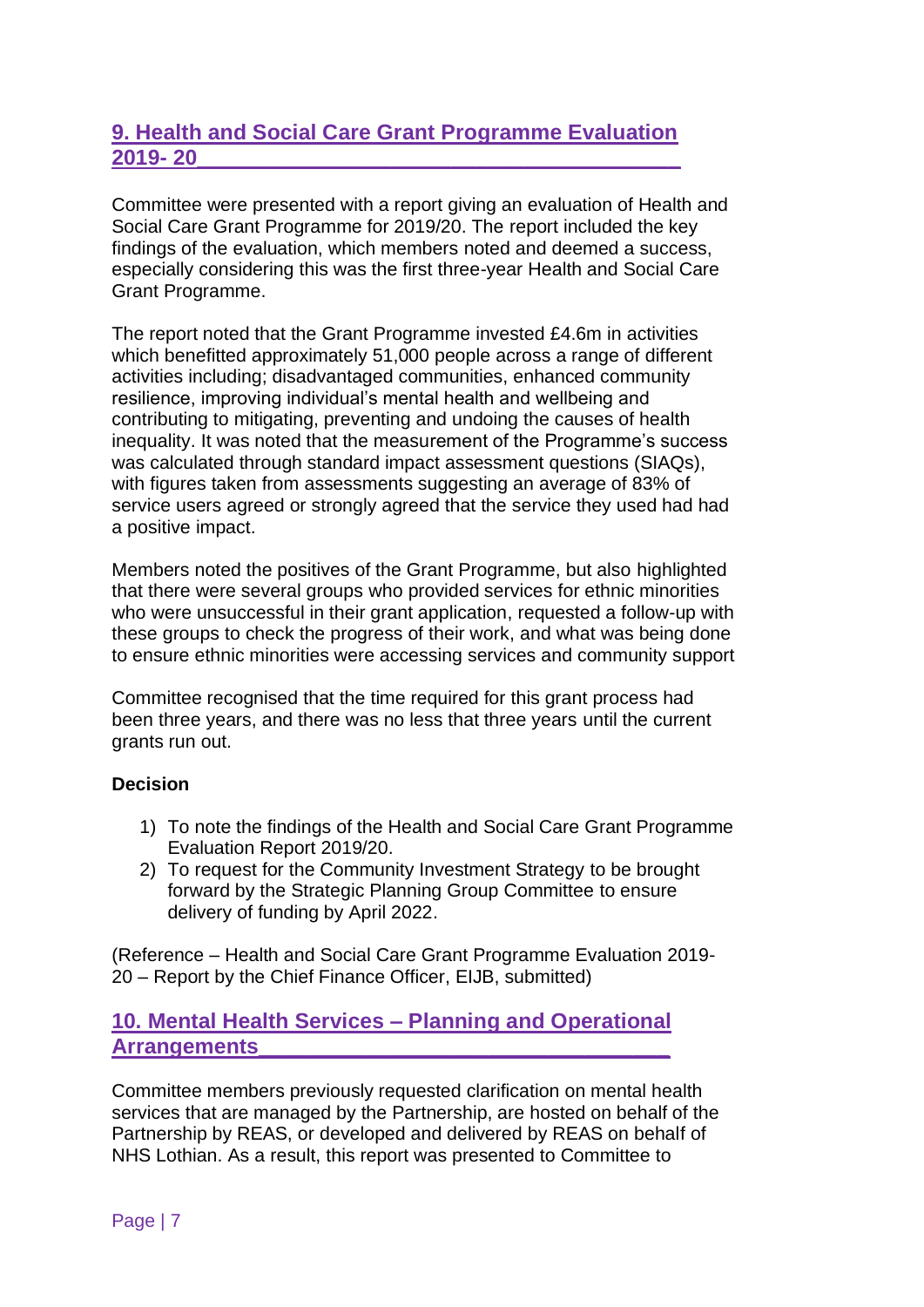## 9. Health and Social Care Grant Programme Evaluation 2019- 20

Committee were presented with a report giving an evaluation of Health and Social Care Grant Programme for 2019/20. The report included the key findings of the evaluation, which members noted and deemed a success, especially considering this was the first three-year Health and Social Care Grant Programme.

The report noted that the Grant Programme invested £4.6m in activities which benefitted approximately 51,000 people across a range of different activities including; disadvantaged communities, enhanced community resilience, improving individual's mental health and wellbeing and contributing to mitigating, preventing and undoing the causes of health inequality. It was noted that the measurement of the Programme's success was calculated through standard impact assessment questions (SIAQs), with figures taken from assessments suggesting an average of 83% of service users agreed or strongly agreed that the service they used had had a positive impact.

Members noted the positives of the Grant Programme, but also highlighted that there were several groups who provided services for ethnic minorities who were unsuccessful in their grant application, requested a follow-up with these groups to check the progress of their work, and what was being done to ensure ethnic minorities were accessing services and community support

Committee recognised that the time required for this grant process had been three years, and there was no less that three years until the current grants run out.

**Decision**

1) To note the findings of the Health and Social Care Grant Programme Evaluation Report 2019/20.
2) To request for the Community Investment Strategy to be brought forward by the Strategic Planning Group Committee to ensure delivery of funding by April 2022.

(Reference – Health and Social Care Grant Programme Evaluation 2019-20 – Report by the Chief Finance Officer, EIJB, submitted)

## 10. Mental Health Services – Planning and Operational Arrangements

Committee members previously requested clarification on mental health services that are managed by the Partnership, are hosted on behalf of the Partnership by REAS, or developed and delivered by REAS on behalf of NHS Lothian. As a result, this report was presented to Committee to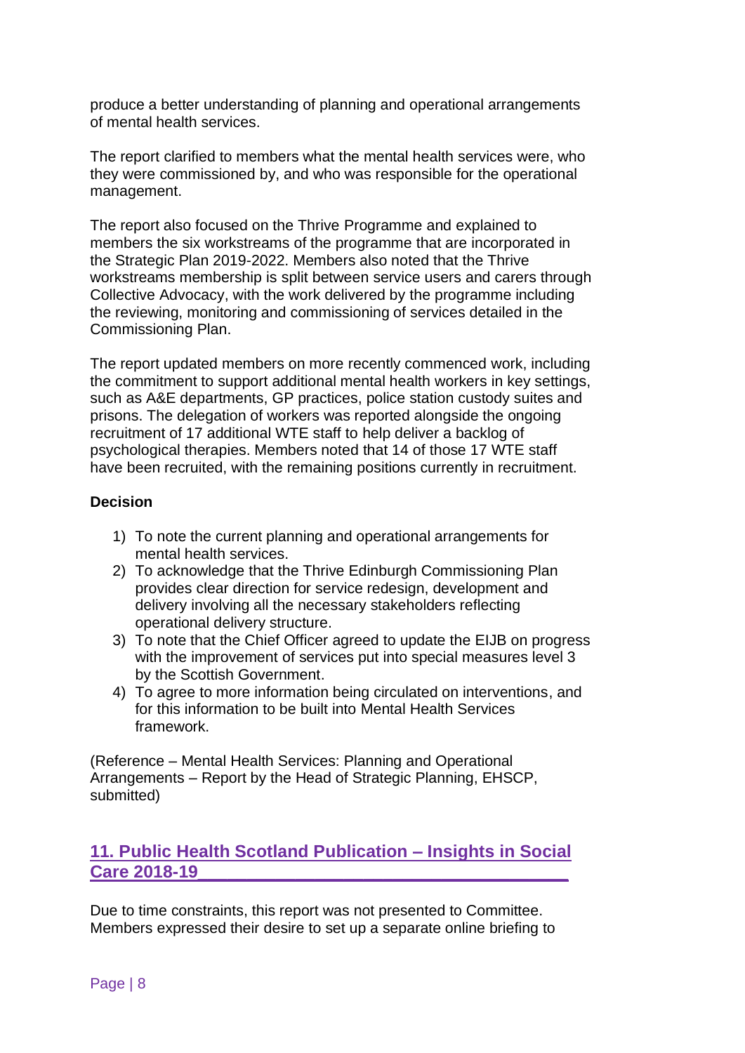produce a better understanding of planning and operational arrangements of mental health services.

The report clarified to members what the mental health services were, who they were commissioned by, and who was responsible for the operational management.

The report also focused on the Thrive Programme and explained to members the six workstreams of the programme that are incorporated in the Strategic Plan 2019-2022. Members also noted that the Thrive workstreams membership is split between service users and carers through Collective Advocacy, with the work delivered by the programme including the reviewing, monitoring and commissioning of services detailed in the Commissioning Plan.

The report updated members on more recently commenced work, including the commitment to support additional mental health workers in key settings, such as A&E departments, GP practices, police station custody suites and prisons. The delegation of workers was reported alongside the ongoing recruitment of 17 additional WTE staff to help deliver a backlog of psychological therapies. Members noted that 14 of those 17 WTE staff have been recruited, with the remaining positions currently in recruitment.

**Decision**

1) To note the current planning and operational arrangements for mental health services.
2) To acknowledge that the Thrive Edinburgh Commissioning Plan provides clear direction for service redesign, development and delivery involving all the necessary stakeholders reflecting operational delivery structure.
3) To note that the Chief Officer agreed to update the EIJB on progress with the improvement of services put into special measures level 3 by the Scottish Government.
4) To agree to more information being circulated on interventions, and for this information to be built into Mental Health Services framework.

(Reference – Mental Health Services: Planning and Operational Arrangements – Report by the Head of Strategic Planning, EHSCP, submitted)

## 11. Public Health Scotland Publication – Insights in Social Care 2018-19

Due to time constraints, this report was not presented to Committee. Members expressed their desire to set up a separate online briefing to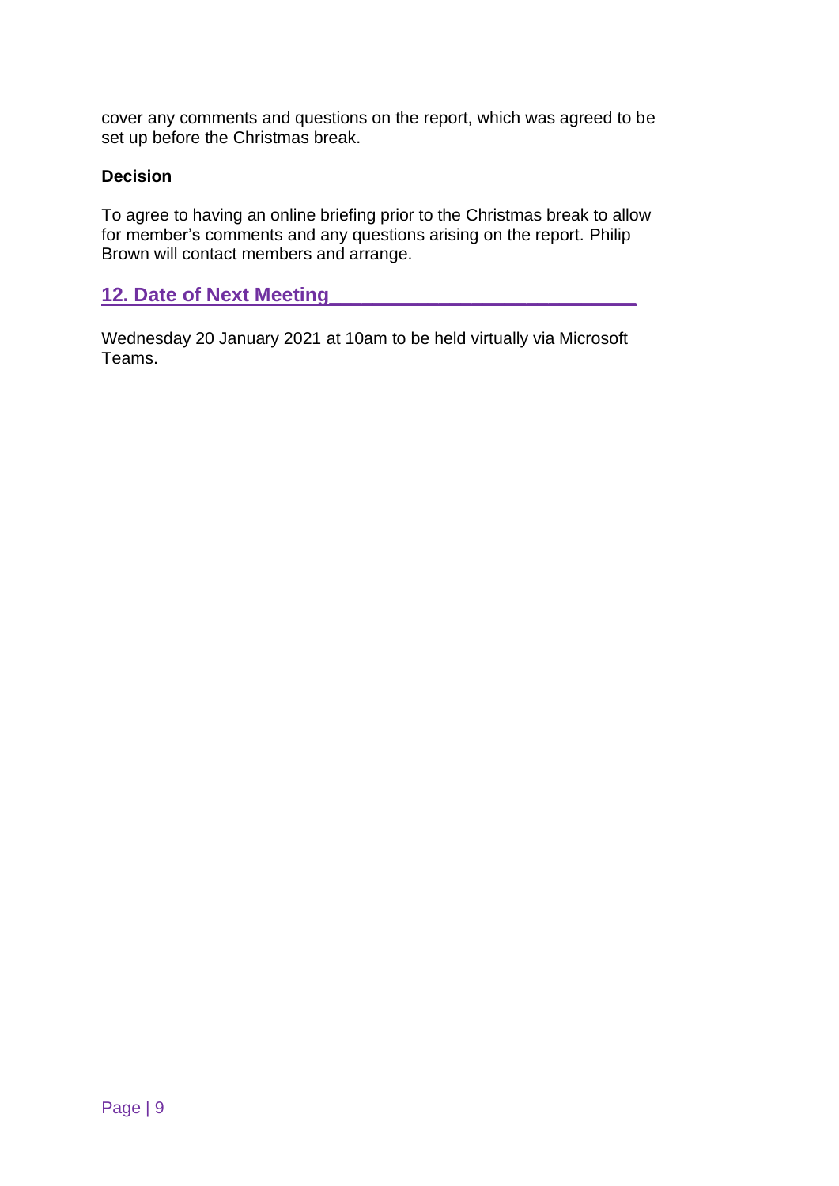cover any comments and questions on the report, which was agreed to be set up before the Christmas break.

**Decision**

To agree to having an online briefing prior to the Christmas break to allow for member's comments and any questions arising on the report. Philip Brown will contact members and arrange.

## 12. Date of Next Meeting

Wednesday 20 January 2021 at 10am to be held virtually via Microsoft Teams.